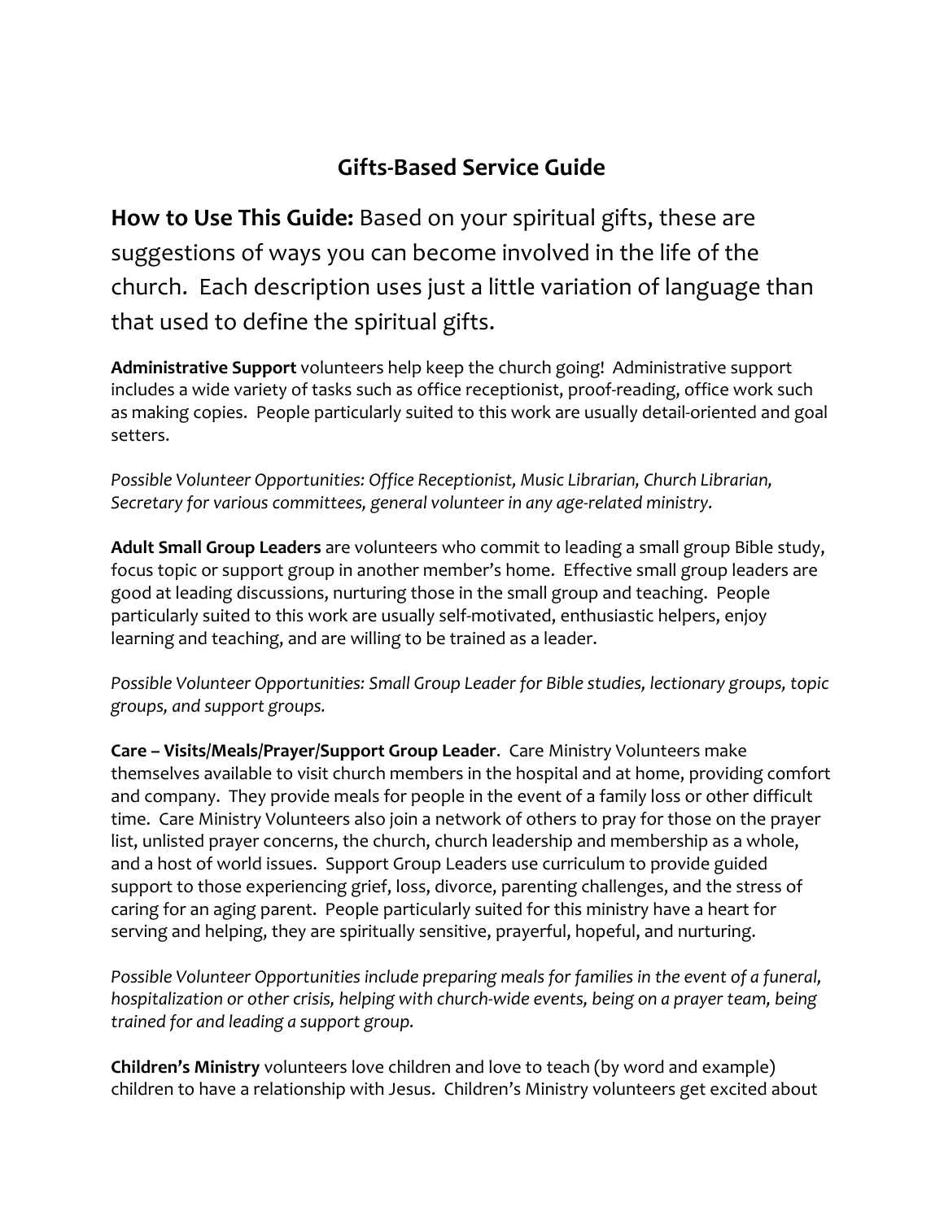# Gifts-Based Service Guide

**How to Use This Guide:** Based on your spiritual gifts, these are suggestions of ways you can become involved in the life of the church. Each description uses just a little variation of language than that used to define the spiritual gifts.

**Administrative Support** volunteers help keep the church going! Administrative support includes a wide variety of tasks such as office receptionist, proof-reading, office work such as making copies. People particularly suited to this work are usually detail-oriented and goal setters.

*Possible Volunteer Opportunities: Office Receptionist, Music Librarian, Church Librarian, Secretary for various committees, general volunteer in any age-related ministry.*

**Adult Small Group Leaders** are volunteers who commit to leading a small group Bible study, focus topic or support group in another member's home. Effective small group leaders are good at leading discussions, nurturing those in the small group and teaching. People particularly suited to this work are usually self-motivated, enthusiastic helpers, enjoy learning and teaching, and are willing to be trained as a leader.

*Possible Volunteer Opportunities: Small Group Leader for Bible studies, lectionary groups, topic groups, and support groups.*

**Care – Visits/Meals/Prayer/Support Group Leader**. Care Ministry Volunteers make themselves available to visit church members in the hospital and at home, providing comfort and company. They provide meals for people in the event of a family loss or other difficult time. Care Ministry Volunteers also join a network of others to pray for those on the prayer list, unlisted prayer concerns, the church, church leadership and membership as a whole, and a host of world issues. Support Group Leaders use curriculum to provide guided support to those experiencing grief, loss, divorce, parenting challenges, and the stress of caring for an aging parent. People particularly suited for this ministry have a heart for serving and helping, they are spiritually sensitive, prayerful, hopeful, and nurturing.

*Possible Volunteer Opportunities include preparing meals for families in the event of a funeral, hospitalization or other crisis, helping with church-wide events, being on a prayer team, being trained for and leading a support group.*

**Children's Ministry** volunteers love children and love to teach (by word and example) children to have a relationship with Jesus. Children's Ministry volunteers get excited about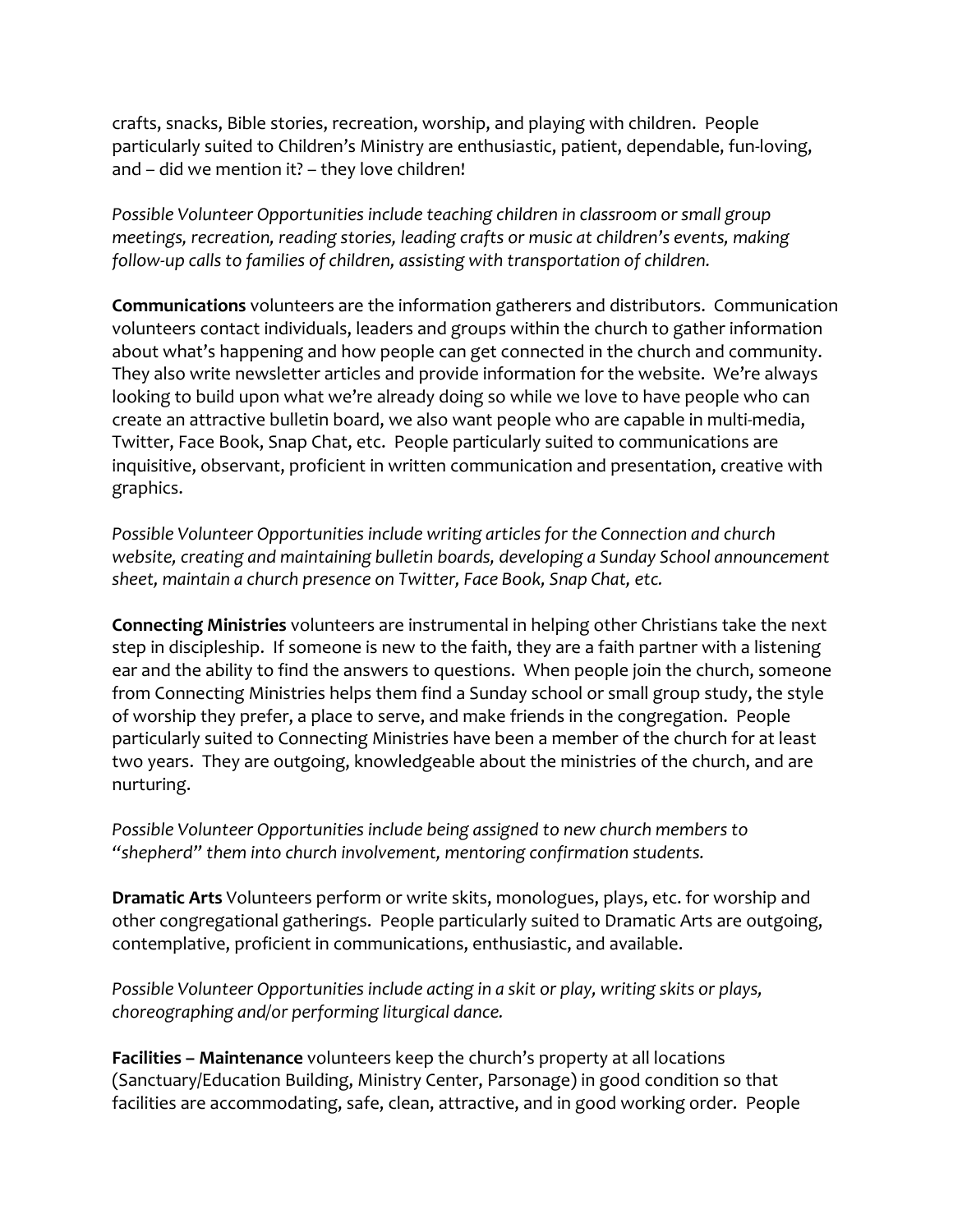crafts, snacks, Bible stories, recreation, worship, and playing with children. People particularly suited to Children's Ministry are enthusiastic, patient, dependable, fun-loving, and – did we mention it? – they love children!

*Possible Volunteer Opportunities include teaching children in classroom or small group meetings, recreation, reading stories, leading crafts or music at children's events, making follow-up calls to families of children, assisting with transportation of children.*

**Communications** volunteers are the information gatherers and distributors. Communication volunteers contact individuals, leaders and groups within the church to gather information about what's happening and how people can get connected in the church and community. They also write newsletter articles and provide information for the website. We're always looking to build upon what we're already doing so while we love to have people who can create an attractive bulletin board, we also want people who are capable in multi-media, Twitter, Face Book, Snap Chat, etc. People particularly suited to communications are inquisitive, observant, proficient in written communication and presentation, creative with graphics.

*Possible Volunteer Opportunities include writing articles for the Connection and church website, creating and maintaining bulletin boards, developing a Sunday School announcement sheet, maintain a church presence on Twitter, Face Book, Snap Chat, etc.*

**Connecting Ministries** volunteers are instrumental in helping other Christians take the next step in discipleship. If someone is new to the faith, they are a faith partner with a listening ear and the ability to find the answers to questions. When people join the church, someone from Connecting Ministries helps them find a Sunday school or small group study, the style of worship they prefer, a place to serve, and make friends in the congregation. People particularly suited to Connecting Ministries have been a member of the church for at least two years. They are outgoing, knowledgeable about the ministries of the church, and are nurturing.

*Possible Volunteer Opportunities include being assigned to new church members to "shepherd" them into church involvement, mentoring confirmation students.*

**Dramatic Arts** Volunteers perform or write skits, monologues, plays, etc. for worship and other congregational gatherings. People particularly suited to Dramatic Arts are outgoing, contemplative, proficient in communications, enthusiastic, and available.

*Possible Volunteer Opportunities include acting in a skit or play, writing skits or plays, choreographing and/or performing liturgical dance.*

**Facilities – Maintenance** volunteers keep the church's property at all locations (Sanctuary/Education Building, Ministry Center, Parsonage) in good condition so that facilities are accommodating, safe, clean, attractive, and in good working order. People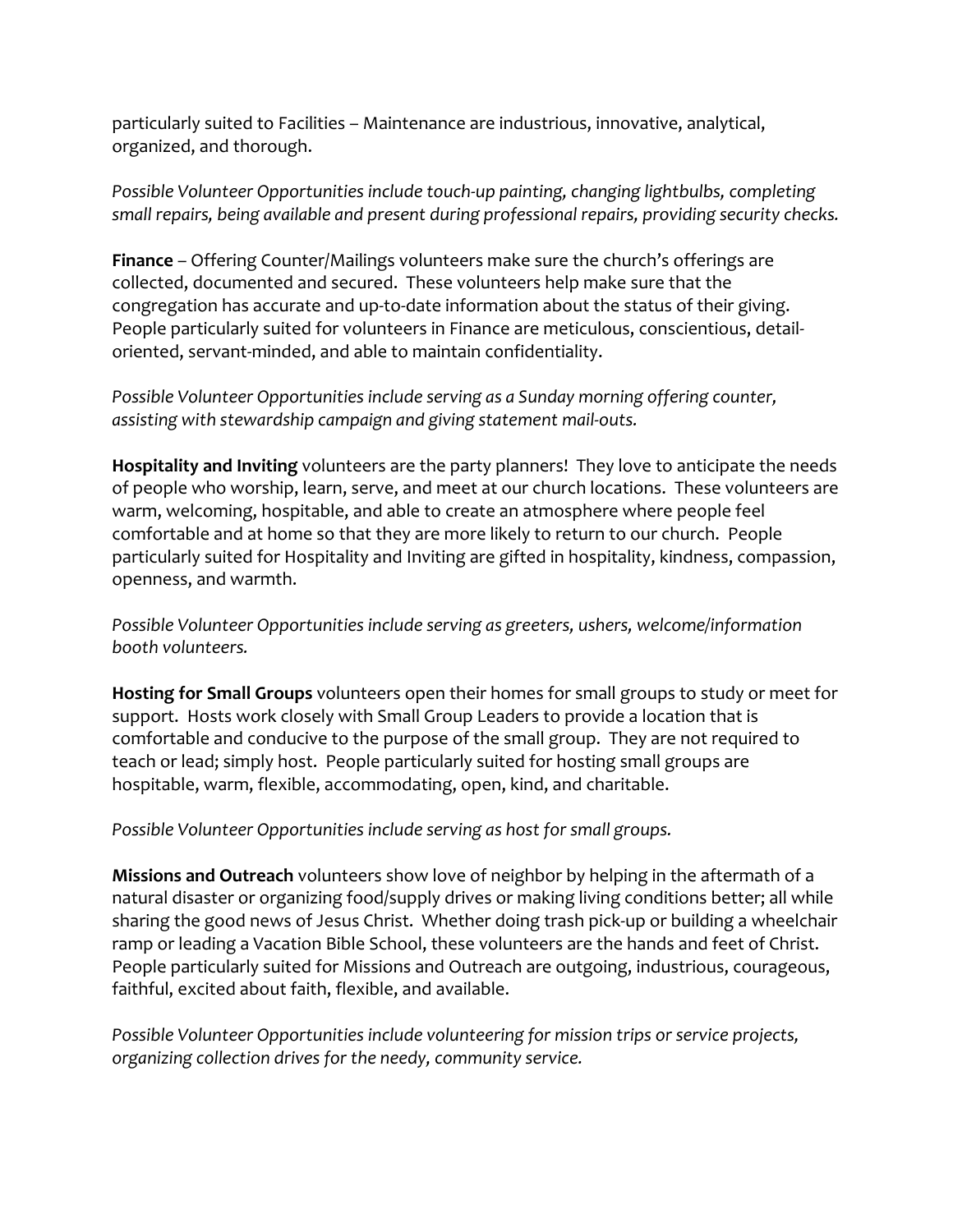particularly suited to Facilities – Maintenance are industrious, innovative, analytical, organized, and thorough.

*Possible Volunteer Opportunities include touch-up painting, changing lightbulbs, completing small repairs, being available and present during professional repairs, providing security checks.*

**Finance** – Offering Counter/Mailings volunteers make sure the church's offerings are collected, documented and secured. These volunteers help make sure that the congregation has accurate and up-to-date information about the status of their giving. People particularly suited for volunteers in Finance are meticulous, conscientious, detail-oriented, servant-minded, and able to maintain confidentiality.

*Possible Volunteer Opportunities include serving as a Sunday morning offering counter, assisting with stewardship campaign and giving statement mail-outs.*

**Hospitality and Inviting** volunteers are the party planners! They love to anticipate the needs of people who worship, learn, serve, and meet at our church locations. These volunteers are warm, welcoming, hospitable, and able to create an atmosphere where people feel comfortable and at home so that they are more likely to return to our church. People particularly suited for Hospitality and Inviting are gifted in hospitality, kindness, compassion, openness, and warmth.

*Possible Volunteer Opportunities include serving as greeters, ushers, welcome/information booth volunteers.*

**Hosting for Small Groups** volunteers open their homes for small groups to study or meet for support. Hosts work closely with Small Group Leaders to provide a location that is comfortable and conducive to the purpose of the small group. They are not required to teach or lead; simply host. People particularly suited for hosting small groups are hospitable, warm, flexible, accommodating, open, kind, and charitable.

*Possible Volunteer Opportunities include serving as host for small groups.*

**Missions and Outreach** volunteers show love of neighbor by helping in the aftermath of a natural disaster or organizing food/supply drives or making living conditions better; all while sharing the good news of Jesus Christ. Whether doing trash pick-up or building a wheelchair ramp or leading a Vacation Bible School, these volunteers are the hands and feet of Christ. People particularly suited for Missions and Outreach are outgoing, industrious, courageous, faithful, excited about faith, flexible, and available.

*Possible Volunteer Opportunities include volunteering for mission trips or service projects, organizing collection drives for the needy, community service.*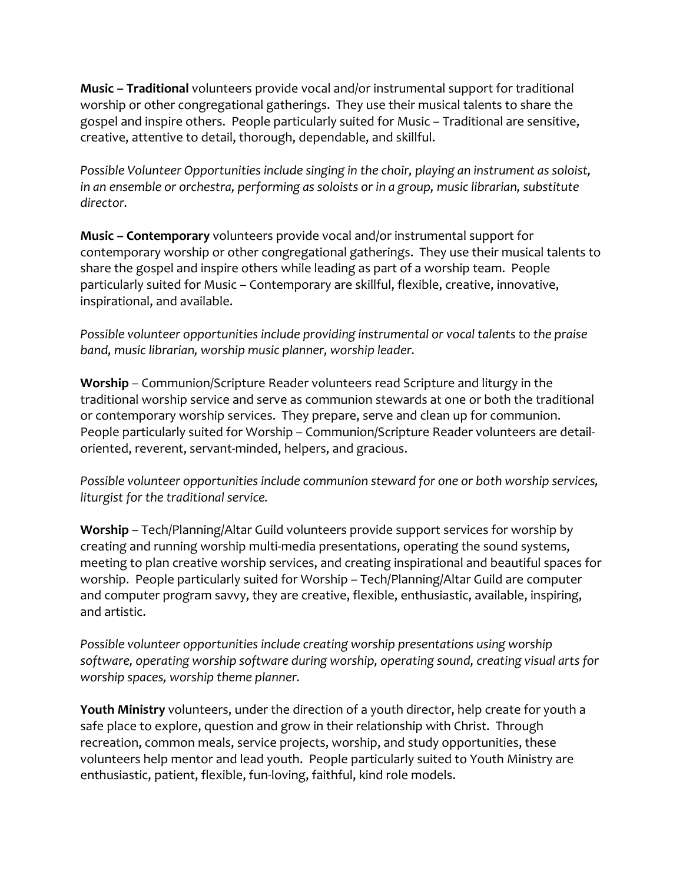**Music – Traditional** volunteers provide vocal and/or instrumental support for traditional worship or other congregational gatherings. They use their musical talents to share the gospel and inspire others. People particularly suited for Music – Traditional are sensitive, creative, attentive to detail, thorough, dependable, and skillful.

*Possible Volunteer Opportunities include singing in the choir, playing an instrument as soloist, in an ensemble or orchestra, performing as soloists or in a group, music librarian, substitute director.*

**Music – Contemporary** volunteers provide vocal and/or instrumental support for contemporary worship or other congregational gatherings. They use their musical talents to share the gospel and inspire others while leading as part of a worship team. People particularly suited for Music – Contemporary are skillful, flexible, creative, innovative, inspirational, and available.

*Possible volunteer opportunities include providing instrumental or vocal talents to the praise band, music librarian, worship music planner, worship leader.*

**Worship** – Communion/Scripture Reader volunteers read Scripture and liturgy in the traditional worship service and serve as communion stewards at one or both the traditional or contemporary worship services. They prepare, serve and clean up for communion. People particularly suited for Worship – Communion/Scripture Reader volunteers are detail-oriented, reverent, servant-minded, helpers, and gracious.

*Possible volunteer opportunities include communion steward for one or both worship services, liturgist for the traditional service.*

**Worship** – Tech/Planning/Altar Guild volunteers provide support services for worship by creating and running worship multi-media presentations, operating the sound systems, meeting to plan creative worship services, and creating inspirational and beautiful spaces for worship. People particularly suited for Worship – Tech/Planning/Altar Guild are computer and computer program savvy, they are creative, flexible, enthusiastic, available, inspiring, and artistic.

*Possible volunteer opportunities include creating worship presentations using worship software, operating worship software during worship, operating sound, creating visual arts for worship spaces, worship theme planner.*

**Youth Ministry** volunteers, under the direction of a youth director, help create for youth a safe place to explore, question and grow in their relationship with Christ. Through recreation, common meals, service projects, worship, and study opportunities, these volunteers help mentor and lead youth. People particularly suited to Youth Ministry are enthusiastic, patient, flexible, fun-loving, faithful, kind role models.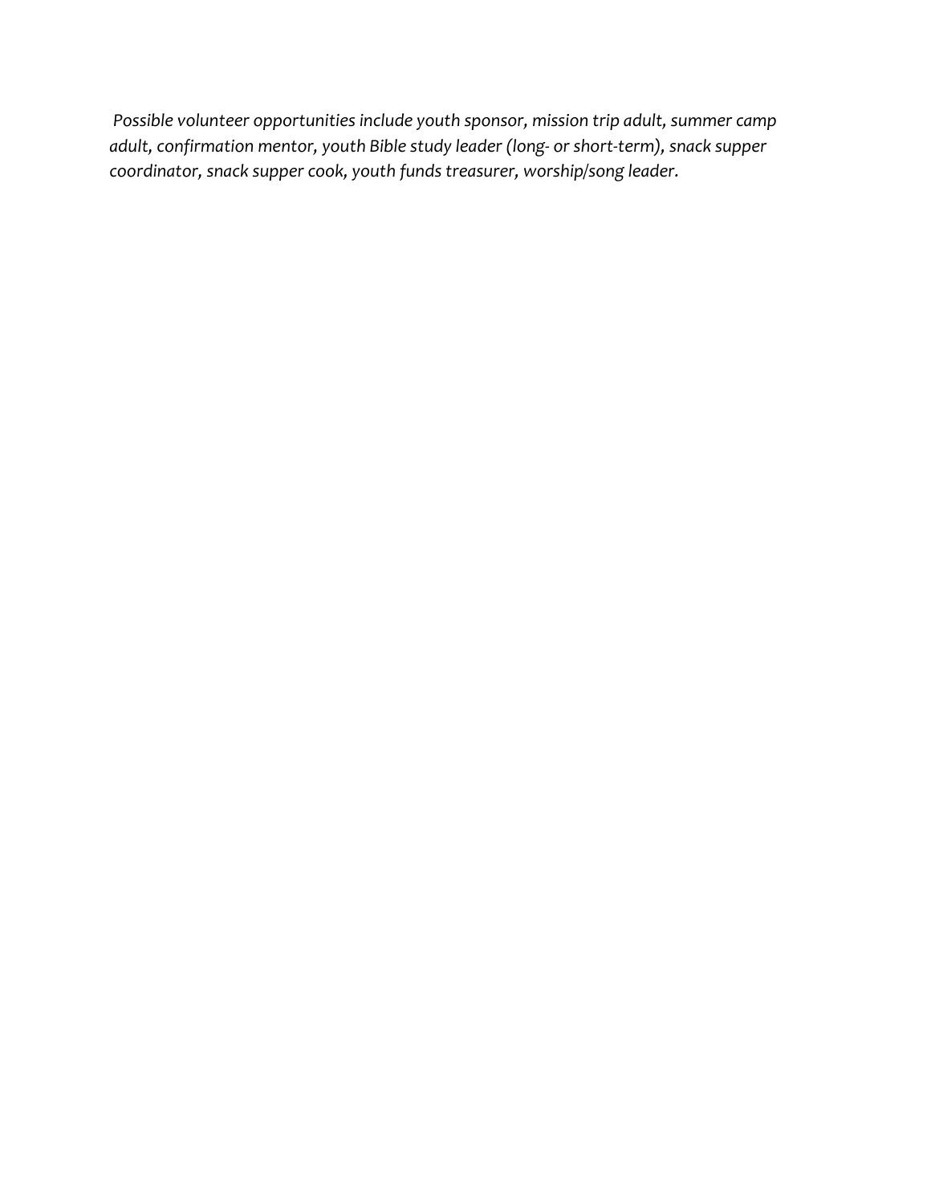*Possible volunteer opportunities include youth sponsor, mission trip adult, summer camp adult, confirmation mentor, youth Bible study leader (long- or short-term), snack supper coordinator, snack supper cook, youth funds treasurer, worship/song leader.*